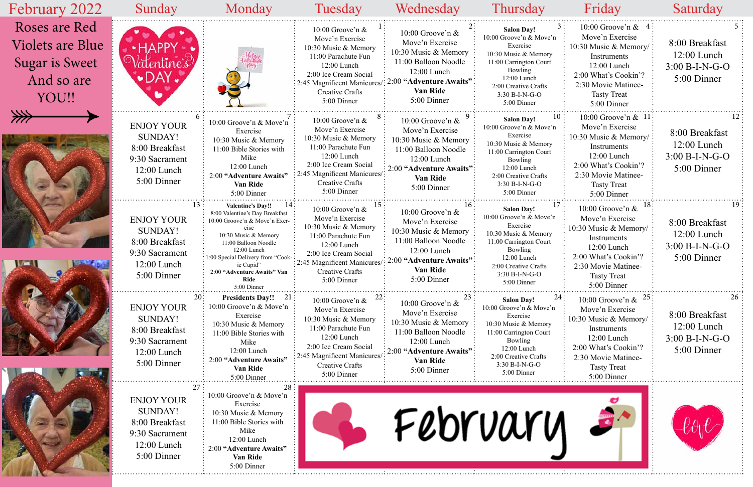# February 2022

Roses are Red
Violets are Blue
Sugar is Sweet
And so are
YOU!!

| Sunday | Monday | Tuesday | Wednesday | Thursday | Friday | Saturday |
| --- | --- | --- | --- | --- | --- | --- |
| HAPPY Valentine's DAY | | 1<br>10:00 Groove'n & Move'n Exercise<br>10:30 Music & Memory<br>11:00 Parachute Fun<br>12:00 Lunch<br>2:00 Ice Cream Social<br>2:45 Magnificent Manicures/ Creative Crafts<br>5:00 Dinner | 2<br>10:00 Groove'n & Move'n Exercise<br>10:30 Music & Memory<br>11:00 Balloon Noodle<br>12:00 Lunch<br>2:00 **"Adventure Awaits" Van Ride**<br>5:00 Dinner | 3<br>**Salon Day!**<br>10:00 Groove'n & Move'n Exercise<br>10:30 Music & Memory<br>11:00 Carrington Court Bowling<br>12:00 Lunch<br>2:00 Creative Crafts<br>3:30 B-I-N-G-O<br>5:00 Dinner | 4<br>10:00 Groove'n & Move'n Exercise<br>10:30 Music & Memory/ Instruments<br>12:00 Lunch<br>2:00 What's Cookin'?<br>2:30 Movie Matinee- Tasty Treat<br>5:00 Dinner | 5<br>8:00 Breakfast<br>12:00 Lunch<br>3:00 B-I-N-G-O<br>5:00 Dinner |
| 6<br>ENJOY YOUR SUNDAY!<br>8:00 Breakfast<br>9:30 Sacrament<br>12:00 Lunch<br>5:00 Dinner | 7<br>10:00 Groove'n & Move'n Exercise<br>10:30 Music & Memory<br>11:00 Bible Stories with Mike<br>12:00 Lunch<br>2:00 **"Adventure Awaits" Van Ride**<br>5:00 Dinner | 8<br>10:00 Groove'n & Move'n Exercise<br>10:30 Music & Memory<br>11:00 Parachute Fun<br>12:00 Lunch<br>2:00 Ice Cream Social<br>2:45 Magnificent Manicures/ Creative Crafts<br>5:00 Dinner | 9<br>10:00 Groove'n & Move'n Exercise<br>10:30 Music & Memory<br>11:00 Balloon Noodle<br>12:00 Lunch<br>2:00 **"Adventure Awaits" Van Ride**<br>5:00 Dinner | 10<br>**Salon Day!**<br>10:00 Groove'n & Move'n Exercise<br>10:30 Music & Memory<br>11:00 Carrington Court Bowling<br>12:00 Lunch<br>2:00 Creative Crafts<br>3:30 B-I-N-G-O<br>5:00 Dinner | 11<br>10:00 Groove'n & Move'n Exercise<br>10:30 Music & Memory/ Instruments<br>12:00 Lunch<br>2:00 What's Cookin'?<br>2:30 Movie Matinee- Tasty Treat<br>5:00 Dinner | 12<br>8:00 Breakfast<br>12:00 Lunch<br>3:00 B-I-N-G-O<br>5:00 Dinner |
| 13<br>ENJOY YOUR SUNDAY!<br>8:00 Breakfast<br>9:30 Sacrament<br>12:00 Lunch<br>5:00 Dinner | 14<br>**Valentine's Day!!**<br>8:00 Valentine's Day Breakfast<br>10:00 Groove'n & Move'n Exercise<br>10:30 Music & Memory<br>11:00 Balloon Noodle<br>12:00 Lunch<br>1:00 Special Delivery from "Cookie Cupid"<br>2:00 **"Adventure Awaits" Van Ride**<br>5:00 Dinner | 15<br>10:00 Groove'n & Move'n Exercise<br>10:30 Music & Memory<br>11:00 Parachute Fun<br>12:00 Lunch<br>2:00 Ice Cream Social<br>2:45 Magnificent Manicures/ Creative Crafts<br>5:00 Dinner | 16<br>10:00 Groove'n & Move'n Exercise<br>10:30 Music & Memory<br>11:00 Balloon Noodle<br>12:00 Lunch<br>2:00 **"Adventure Awaits" Van Ride**<br>5:00 Dinner | 17<br>**Salon Day!**<br>10:00 Groove'n & Move'n Exercise<br>10:30 Music & Memory<br>11:00 Carrington Court Bowling<br>12:00 Lunch<br>2:00 Creative Crafts<br>3:30 B-I-N-G-O<br>5:00 Dinner | 18<br>10:00 Groove'n & Move'n Exercise<br>10:30 Music & Memory/ Instruments<br>12:00 Lunch<br>2:00 What's Cookin'?<br>2:30 Movie Matinee- Tasty Treat<br>5:00 Dinner | 19<br>8:00 Breakfast<br>12:00 Lunch<br>3:00 B-I-N-G-O<br>5:00 Dinner |
| 20<br>ENJOY YOUR SUNDAY!<br>8:00 Breakfast<br>9:30 Sacrament<br>12:00 Lunch<br>5:00 Dinner | 21<br>**Presidents Day!!**<br>10:00 Groove'n & Move'n Exercise<br>10:30 Music & Memory<br>11:00 Bible Stories with Mike<br>12:00 Lunch<br>2:00 **"Adventure Awaits" Van Ride**<br>5:00 Dinner | 22<br>10:00 Groove'n & Move'n Exercise<br>10:30 Music & Memory<br>11:00 Parachute Fun<br>12:00 Lunch<br>2:00 Ice Cream Social<br>2:45 Magnificent Manicures/ Creative Crafts<br>5:00 Dinner | 23<br>10:00 Groove'n & Move'n Exercise<br>10:30 Music & Memory<br>11:00 Balloon Noodle<br>12:00 Lunch<br>2:00 **"Adventure Awaits" Van Ride**<br>5:00 Dinner | 24<br>**Salon Day!**<br>10:00 Groove'n & Move'n Exercise<br>10:30 Music & Memory<br>11:00 Carrington Court Bowling<br>12:00 Lunch<br>2:00 Creative Crafts<br>3:30 B-I-N-G-O<br>5:00 Dinner | 25<br>10:00 Groove'n & Move'n Exercise<br>10:30 Music & Memory/ Instruments<br>12:00 Lunch<br>2:00 What's Cookin'?<br>2:30 Movie Matinee- Tasty Treat<br>5:00 Dinner | 26<br>8:00 Breakfast<br>12:00 Lunch<br>3:00 B-I-N-G-O<br>5:00 Dinner |
| 27<br>ENJOY YOUR SUNDAY!<br>8:00 Breakfast<br>9:30 Sacrament<br>12:00 Lunch<br>5:00 Dinner | 28<br>10:00 Groove'n & Move'n Exercise<br>10:30 Music & Memory<br>11:00 Bible Stories with Mike<br>12:00 Lunch<br>2:00 **"Adventure Awaits" Van Ride**<br>5:00 Dinner | February | | | | love |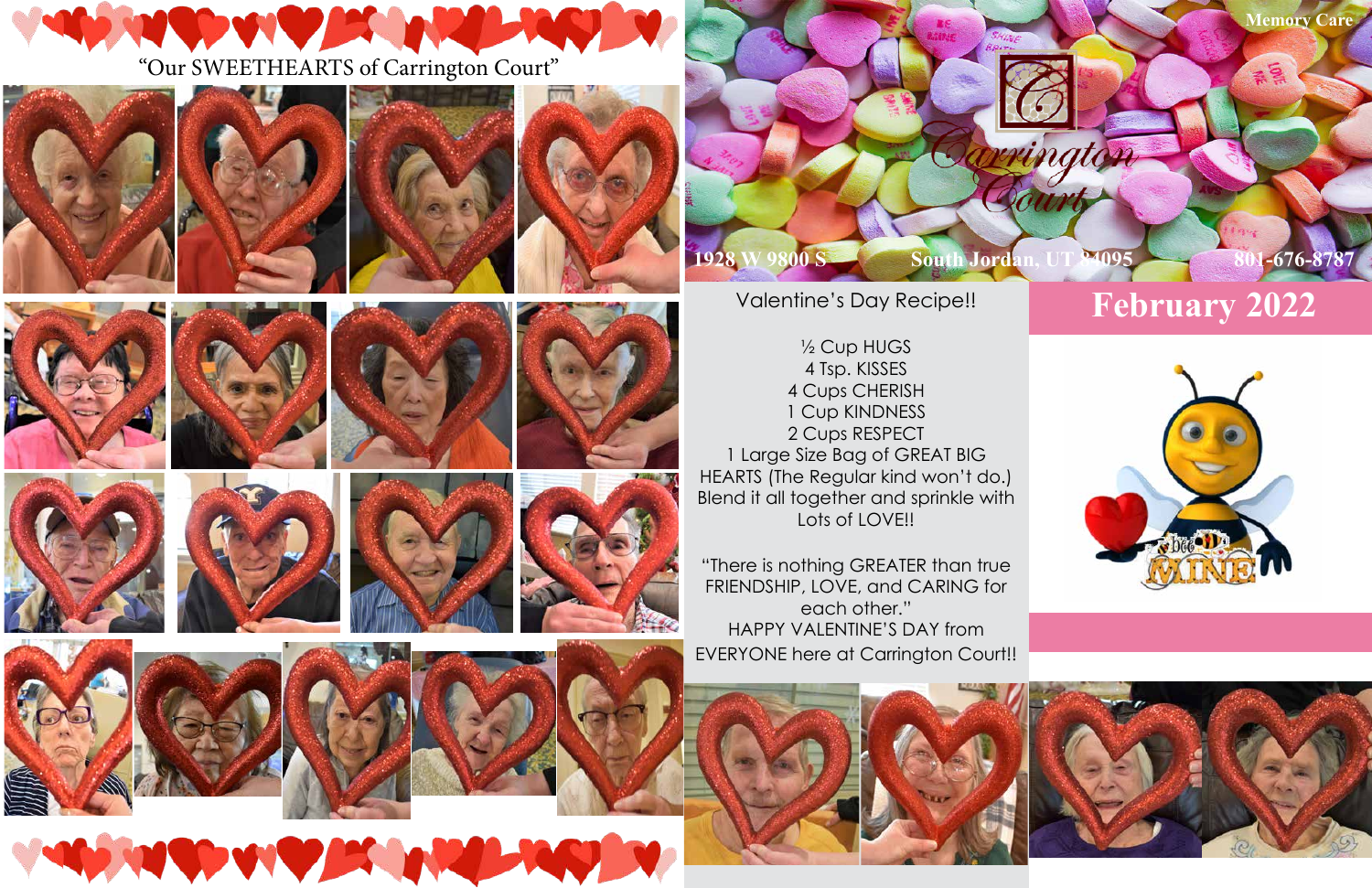"Our SWEETHEARTS of Carrington Court"

Memory Care

Carrington Court

1928 W 9800 S South Jordan, UT 84095 801-676-8787

# February 2022

## Valentine's Day Recipe!!

½ Cup HUGS
4 Tsp. KISSES
4 Cups CHERISH
1 Cup KINDNESS
2 Cups RESPECT
1 Large Size Bag of GREAT BIG HEARTS (The Regular kind won't do.)
Blend it all together and sprinkle with Lots of LOVE!!

"There is nothing GREATER than true FRIENDSHIP, LOVE, and CARING for each other."

HAPPY VALENTINE'S DAY from EVERYONE here at Carrington Court!!